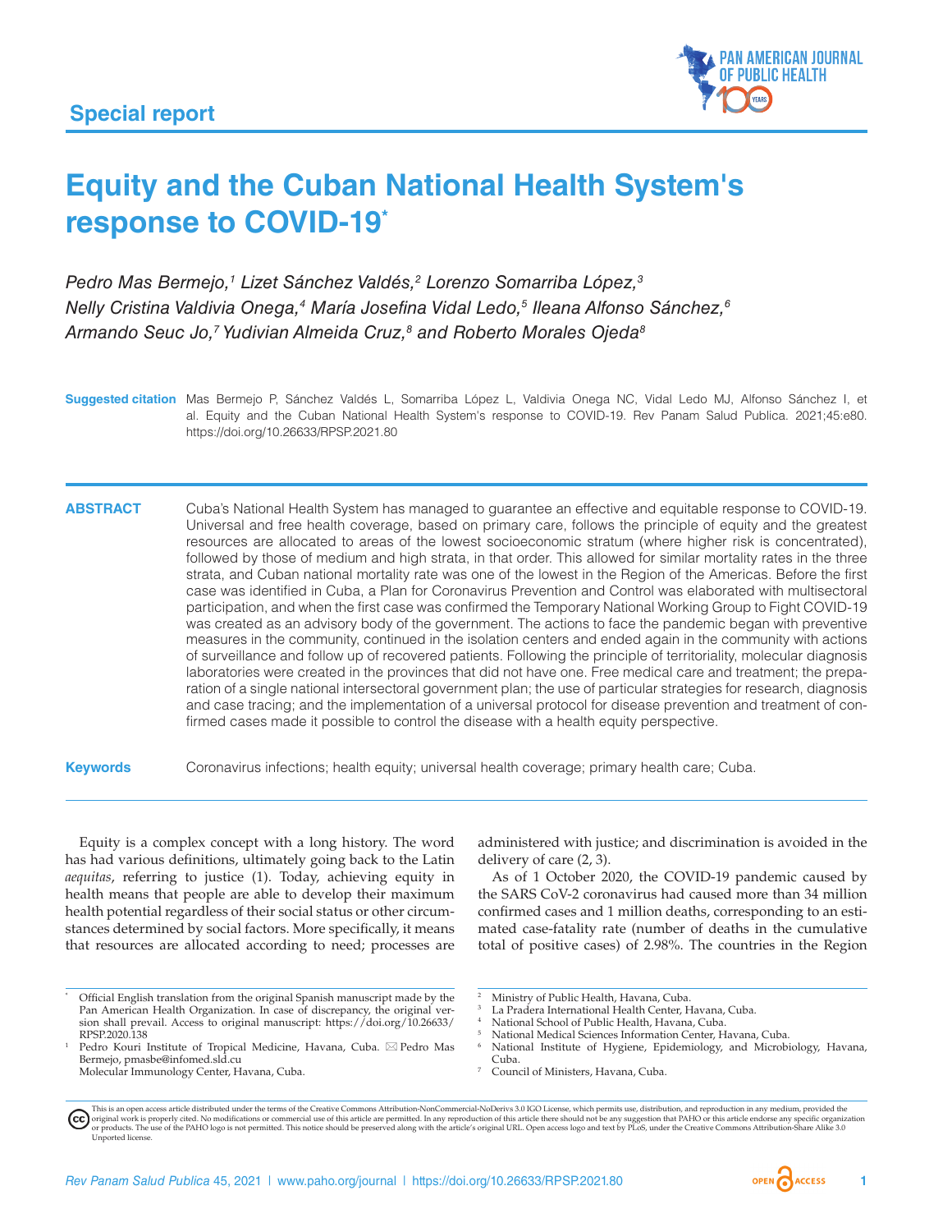Special report

# Equity and the Cuban National Health System's response to COVID-19[*]

*Pedro Mas Bermejo,[1] Lizet Sánchez Valdés,[2] Lorenzo Somarriba López,[3] Nelly Cristina Valdivia Onega,[4] María Josefina Vidal Ledo,[5] Ileana Alfonso Sánchez,[6] Armando Seuc Jo,[7] Yudivian Almeida Cruz,[8] and Roberto Morales Ojeda[8]*

**Suggested citation** Mas Bermejo P, Sánchez Valdés L, Somarriba López L, Valdivia Onega NC, Vidal Ledo MJ, Alfonso Sánchez I, et al. Equity and the Cuban National Health System's response to COVID-19. Rev Panam Salud Publica. 2021;45:e80. https://doi.org/10.26633/RPSP.2021.80

**ABSTRACT** Cuba's National Health System has managed to guarantee an effective and equitable response to COVID-19. Universal and free health coverage, based on primary care, follows the principle of equity and the greatest resources are allocated to areas of the lowest socioeconomic stratum (where higher risk is concentrated), followed by those of medium and high strata, in that order. This allowed for similar mortality rates in the three strata, and Cuban national mortality rate was one of the lowest in the Region of the Americas. Before the first case was identified in Cuba, a Plan for Coronavirus Prevention and Control was elaborated with multisectoral participation, and when the first case was confirmed the Temporary National Working Group to Fight COVID-19 was created as an advisory body of the government. The actions to face the pandemic began with preventive measures in the community, continued in the isolation centers and ended again in the community with actions of surveillance and follow up of recovered patients. Following the principle of territoriality, molecular diagnosis laboratories were created in the provinces that did not have one. Free medical care and treatment; the preparation of a single national intersectoral government plan; the use of particular strategies for research, diagnosis and case tracing; and the implementation of a universal protocol for disease prevention and treatment of confirmed cases made it possible to control the disease with a health equity perspective.

**Keywords** Coronavirus infections; health equity; universal health coverage; primary health care; Cuba.

Equity is a complex concept with a long history. The word has had various definitions, ultimately going back to the Latin *aequitas*, referring to justice (1). Today, achieving equity in health means that people are able to develop their maximum health potential regardless of their social status or other circumstances determined by social factors. More specifically, it means that resources are allocated according to need; processes are administered with justice; and discrimination is avoided in the delivery of care (2, 3).

As of 1 October 2020, the COVID-19 pandemic caused by the SARS CoV-2 coronavirus had caused more than 34 million confirmed cases and 1 million deaths, corresponding to an estimated case-fatality rate (number of deaths in the cumulative total of positive cases) of 2.98%. The countries in the Region

[*] Official English translation from the original Spanish manuscript made by the Pan American Health Organization. In case of discrepancy, the original version shall prevail. Access to original manuscript: https://doi.org/10.26633/RPSP.2020.138

[1] Pedro Kouri Institute of Tropical Medicine, Havana, Cuba. ✉ Pedro Mas Bermejo, pmasbe@infomed.sld.cu
Molecular Immunology Center, Havana, Cuba.

[2] Ministry of Public Health, Havana, Cuba.

[3] La Pradera International Health Center, Havana, Cuba.

[4] National School of Public Health, Havana, Cuba.

[5] National Medical Sciences Information Center, Havana, Cuba.

[6] National Institute of Hygiene, Epidemiology, and Microbiology, Havana, Cuba.

[7] Council of Ministers, Havana, Cuba.

This is an open access article distributed under the terms of the Creative Commons Attribution-NonCommercial-NoDerivs 3.0 IGO License, which permits use, distribution, and reproduction in any medium, provided the original work is properly cited. No modifications or commercial use of this article are permitted. In any reproduction of this article there should not be any suggestion that PAHO or this article endorse any specific organization or products. The use of the PAHO logo is not permitted. This notice should be preserved along with the article's original URL. Open access logo and text by PLoS, under the Creative Commons Attribution-Share Alike 3.0 Unported license.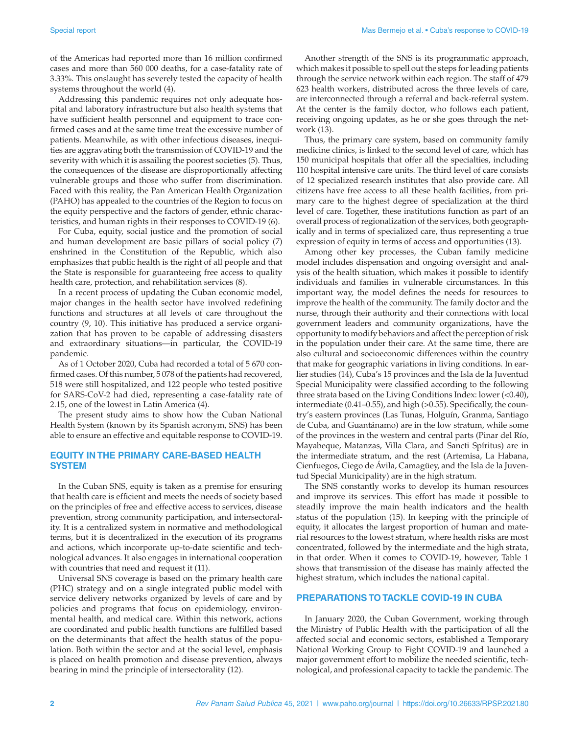of the Americas had reported more than 16 million confirmed cases and more than 560 000 deaths, for a case-fatality rate of 3.33%. This onslaught has severely tested the capacity of health systems throughout the world (4).

Addressing this pandemic requires not only adequate hospital and laboratory infrastructure but also health systems that have sufficient health personnel and equipment to trace confirmed cases and at the same time treat the excessive number of patients. Meanwhile, as with other infectious diseases, inequities are aggravating both the transmission of COVID-19 and the severity with which it is assailing the poorest societies (5). Thus, the consequences of the disease are disproportionally affecting vulnerable groups and those who suffer from discrimination. Faced with this reality, the Pan American Health Organization (PAHO) has appealed to the countries of the Region to focus on the equity perspective and the factors of gender, ethnic characteristics, and human rights in their responses to COVID-19 (6).

For Cuba, equity, social justice and the promotion of social and human development are basic pillars of social policy (7) enshrined in the Constitution of the Republic, which also emphasizes that public health is the right of all people and that the State is responsible for guaranteeing free access to quality health care, protection, and rehabilitation services (8).

In a recent process of updating the Cuban economic model, major changes in the health sector have involved redefining functions and structures at all levels of care throughout the country (9, 10). This initiative has produced a service organization that has proven to be capable of addressing disasters and extraordinary situations—in particular, the COVID-19 pandemic.

As of 1 October 2020, Cuba had recorded a total of 5 670 confirmed cases. Of this number, 5 078 of the patients had recovered, 518 were still hospitalized, and 122 people who tested positive for SARS-CoV-2 had died, representing a case-fatality rate of 2.15, one of the lowest in Latin America (4).

The present study aims to show how the Cuban National Health System (known by its Spanish acronym, SNS) has been able to ensure an effective and equitable response to COVID-19.

## EQUITY IN THE PRIMARY CARE-BASED HEALTH SYSTEM

In the Cuban SNS, equity is taken as a premise for ensuring that health care is efficient and meets the needs of society based on the principles of free and effective access to services, disease prevention, strong community participation, and intersectorality. It is a centralized system in normative and methodological terms, but it is decentralized in the execution of its programs and actions, which incorporate up-to-date scientific and technological advances. It also engages in international cooperation with countries that need and request it (11).

Universal SNS coverage is based on the primary health care (PHC) strategy and on a single integrated public model with service delivery networks organized by levels of care and by policies and programs that focus on epidemiology, environmental health, and medical care. Within this network, actions are coordinated and public health functions are fulfilled based on the determinants that affect the health status of the population. Both within the sector and at the social level, emphasis is placed on health promotion and disease prevention, always bearing in mind the principle of intersectorality (12).

Another strength of the SNS is its programmatic approach, which makes it possible to spell out the steps for leading patients through the service network within each region. The staff of 479 623 health workers, distributed across the three levels of care, are interconnected through a referral and back-referral system. At the center is the family doctor, who follows each patient, receiving ongoing updates, as he or she goes through the network (13).

Thus, the primary care system, based on community family medicine clinics, is linked to the second level of care, which has 150 municipal hospitals that offer all the specialties, including 110 hospital intensive care units. The third level of care consists of 12 specialized research institutes that also provide care. All citizens have free access to all these health facilities, from primary care to the highest degree of specialization at the third level of care. Together, these institutions function as part of an overall process of regionalization of the services, both geographically and in terms of specialized care, thus representing a true expression of equity in terms of access and opportunities (13).

Among other key processes, the Cuban family medicine model includes dispensation and ongoing oversight and analysis of the health situation, which makes it possible to identify individuals and families in vulnerable circumstances. In this important way, the model defines the needs for resources to improve the health of the community. The family doctor and the nurse, through their authority and their connections with local government leaders and community organizations, have the opportunity to modify behaviors and affect the perception of risk in the population under their care. At the same time, there are also cultural and socioeconomic differences within the country that make for geographic variations in living conditions. In earlier studies (14), Cuba's 15 provinces and the Isla de la Juventud Special Municipality were classified according to the following three strata based on the Living Conditions Index: lower (<0.40), intermediate (0.41–0.55), and high (>0.55). Specifically, the country's eastern provinces (Las Tunas, Holguín, Granma, Santiago de Cuba, and Guantánamo) are in the low stratum, while some of the provinces in the western and central parts (Pinar del Río, Mayabeque, Matanzas, Villa Clara, and Sancti Spíritus) are in the intermediate stratum, and the rest (Artemisa, La Habana, Cienfuegos, Ciego de Ávila, Camagüey, and the Isla de la Juventud Special Municipality) are in the high stratum.

The SNS constantly works to develop its human resources and improve its services. This effort has made it possible to steadily improve the main health indicators and the health status of the population (15). In keeping with the principle of equity, it allocates the largest proportion of human and material resources to the lowest stratum, where health risks are most concentrated, followed by the intermediate and the high strata, in that order. When it comes to COVID-19, however, Table 1 shows that transmission of the disease has mainly affected the highest stratum, which includes the national capital.

## PREPARATIONS TO TACKLE COVID-19 IN CUBA

In January 2020, the Cuban Government, working through the Ministry of Public Health with the participation of all the affected social and economic sectors, established a Temporary National Working Group to Fight COVID-19 and launched a major government effort to mobilize the needed scientific, technological, and professional capacity to tackle the pandemic. The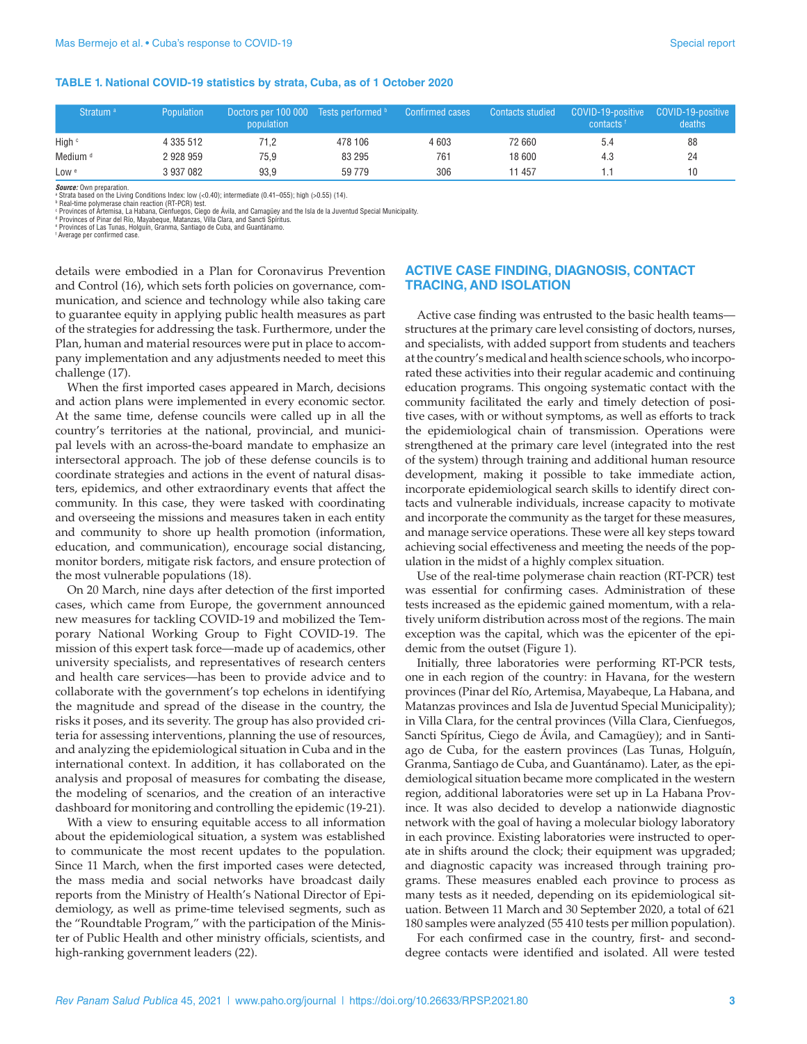**TABLE 1. National COVID-19 statistics by strata, Cuba, as of 1 October 2020**

| Stratum [a] | Population | Doctors per 100 000 population | Tests performed [b] | Confirmed cases | Contacts studied | COVID-19-positive contacts [f] | COVID-19-positive deaths |
|---|---|---|---|---|---|---|---|
| High [c] | 4 335 512 | 71,2 | 478 106 | 4 603 | 72 660 | 5.4 | 88 |
| Medium [d] | 2 928 959 | 75,9 | 83 295 | 761 | 18 600 | 4.3 | 24 |
| Low [e] | 3 937 082 | 93,9 | 59 779 | 306 | 11 457 | 1.1 | 10 |

***Source:*** Own preparation.
[a] Strata based on the Living Conditions Index: low (<0.40); intermediate (0.41–055); high (>0.55) (14).
[b] Real-time polymerase chain reaction (RT-PCR) test.
[c] Provinces of Artemisa, La Habana, Cienfuegos, Ciego de Ávila, and Camagüey and the Isla de la Juventud Special Municipality.
[d] Provinces of Pinar del Río, Mayabeque, Matanzas, Villa Clara, and Sancti Spíritus.
[e] Provinces of Las Tunas, Holguín, Granma, Santiago de Cuba, and Guantánamo.
[f] Average per confirmed case.

details were embodied in a Plan for Coronavirus Prevention and Control (16), which sets forth policies on governance, communication, and science and technology while also taking care to guarantee equity in applying public health measures as part of the strategies for addressing the task. Furthermore, under the Plan, human and material resources were put in place to accompany implementation and any adjustments needed to meet this challenge (17).

When the first imported cases appeared in March, decisions and action plans were implemented in every economic sector. At the same time, defense councils were called up in all the country's territories at the national, provincial, and municipal levels with an across-the-board mandate to emphasize an intersectoral approach. The job of these defense councils is to coordinate strategies and actions in the event of natural disasters, epidemics, and other extraordinary events that affect the community. In this case, they were tasked with coordinating and overseeing the missions and measures taken in each entity and community to shore up health promotion (information, education, and communication), encourage social distancing, monitor borders, mitigate risk factors, and ensure protection of the most vulnerable populations (18).

On 20 March, nine days after detection of the first imported cases, which came from Europe, the government announced new measures for tackling COVID-19 and mobilized the Temporary National Working Group to Fight COVID-19. The mission of this expert task force—made up of academics, other university specialists, and representatives of research centers and health care services—has been to provide advice and to collaborate with the government's top echelons in identifying the magnitude and spread of the disease in the country, the risks it poses, and its severity. The group has also provided criteria for assessing interventions, planning the use of resources, and analyzing the epidemiological situation in Cuba and in the international context. In addition, it has collaborated on the analysis and proposal of measures for combating the disease, the modeling of scenarios, and the creation of an interactive dashboard for monitoring and controlling the epidemic (19-21).

With a view to ensuring equitable access to all information about the epidemiological situation, a system was established to communicate the most recent updates to the population. Since 11 March, when the first imported cases were detected, the mass media and social networks have broadcast daily reports from the Ministry of Health's National Director of Epidemiology, as well as prime-time televised segments, such as the "Roundtable Program," with the participation of the Minister of Public Health and other ministry officials, scientists, and high-ranking government leaders (22).

## ACTIVE CASE FINDING, DIAGNOSIS, CONTACT TRACING, AND ISOLATION

Active case finding was entrusted to the basic health teams—structures at the primary care level consisting of doctors, nurses, and specialists, with added support from students and teachers at the country's medical and health science schools, who incorporated these activities into their regular academic and continuing education programs. This ongoing systematic contact with the community facilitated the early and timely detection of positive cases, with or without symptoms, as well as efforts to track the epidemiological chain of transmission. Operations were strengthened at the primary care level (integrated into the rest of the system) through training and additional human resource development, making it possible to take immediate action, incorporate epidemiological search skills to identify direct contacts and vulnerable individuals, increase capacity to motivate and incorporate the community as the target for these measures, and manage service operations. These were all key steps toward achieving social effectiveness and meeting the needs of the population in the midst of a highly complex situation.

Use of the real-time polymerase chain reaction (RT-PCR) test was essential for confirming cases. Administration of these tests increased as the epidemic gained momentum, with a relatively uniform distribution across most of the regions. The main exception was the capital, which was the epicenter of the epidemic from the outset (Figure 1).

Initially, three laboratories were performing RT-PCR tests, one in each region of the country: in Havana, for the western provinces (Pinar del Río, Artemisa, Mayabeque, La Habana, and Matanzas provinces and Isla de Juventud Special Municipality); in Villa Clara, for the central provinces (Villa Clara, Cienfuegos, Sancti Spíritus, Ciego de Ávila, and Camagüey); and in Santiago de Cuba, for the eastern provinces (Las Tunas, Holguín, Granma, Santiago de Cuba, and Guantánamo). Later, as the epidemiological situation became more complicated in the western region, additional laboratories were set up in La Habana Province. It was also decided to develop a nationwide diagnostic network with the goal of having a molecular biology laboratory in each province. Existing laboratories were instructed to operate in shifts around the clock; their equipment was upgraded; and diagnostic capacity was increased through training programs. These measures enabled each province to process as many tests as it needed, depending on its epidemiological situation. Between 11 March and 30 September 2020, a total of 621 180 samples were analyzed (55 410 tests per million population).

For each confirmed case in the country, first- and second-degree contacts were identified and isolated. All were tested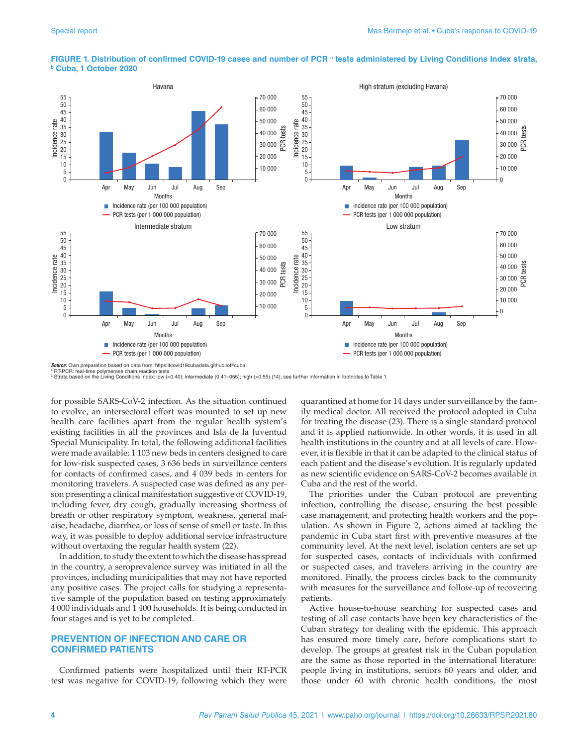**FIGURE 1. Distribution of confirmed COVID-19 cases and number of PCR [a] tests administered by Living Conditions Index strata, [b] Cuba, 1 October 2020**

***Source:*** Own preparation based on data from: https://covid19cubadata.github.io/#cuba.
[a] RT-PCR: real-time polymerase chain reaction tests.
[b] Strata based on the Living Conditions Index: low (<0.40); intermediate (0.41–055); high (>0.55) (14); see further information in footnotes to Table 1.

for possible SARS-CoV-2 infection. As the situation continued to evolve, an intersectoral effort was mounted to set up new health care facilities apart from the regular health system's existing facilities in all the provinces and Isla de la Juventud Special Municipality. In total, the following additional facilities were made available: 1 103 new beds in centers designed to care for low-risk suspected cases, 3 636 beds in surveillance centers for contacts of confirmed cases, and 4 039 beds in centers for monitoring travelers. A suspected case was defined as any person presenting a clinical manifestation suggestive of COVID-19, including fever, dry cough, gradually increasing shortness of breath or other respiratory symptom, weakness, general malaise, headache, diarrhea, or loss of sense of smell or taste. In this way, it was possible to deploy additional service infrastructure without overtaxing the regular health system (22).

In addition, to study the extent to which the disease has spread in the country, a seroprevalence survey was initiated in all the provinces, including municipalities that may not have reported any positive cases. The project calls for studying a representative sample of the population based on testing approximately 4 000 individuals and 1 400 households. It is being conducted in four stages and is yet to be completed.

## PREVENTION OF INFECTION AND CARE OR CONFIRMED PATIENTS

Confirmed patients were hospitalized until their RT-PCR test was negative for COVID-19, following which they were quarantined at home for 14 days under surveillance by the family medical doctor. All received the protocol adopted in Cuba for treating the disease (23). There is a single standard protocol and it is applied nationwide. In other words, it is used in all health institutions in the country and at all levels of care. However, it is flexible in that it can be adapted to the clinical status of each patient and the disease's evolution. It is regularly updated as new scientific evidence on SARS-CoV-2 becomes available in Cuba and the rest of the world.

The priorities under the Cuban protocol are preventing infection, controlling the disease, ensuring the best possible case management, and protecting health workers and the population. As shown in Figure 2, actions aimed at tackling the pandemic in Cuba start first with preventive measures at the community level. At the next level, isolation centers are set up for suspected cases, contacts of individuals with confirmed or suspected cases, and travelers arriving in the country are monitored. Finally, the process circles back to the community with measures for the surveillance and follow-up of recovering patients.

Active house-to-house searching for suspected cases and testing of all case contacts have been key characteristics of the Cuban strategy for dealing with the epidemic. This approach has ensured more timely care, before complications start to develop. The groups at greatest risk in the Cuban population are the same as those reported in the international literature: people living in institutions, seniors 60 years and older, and those under 60 with chronic health conditions, the most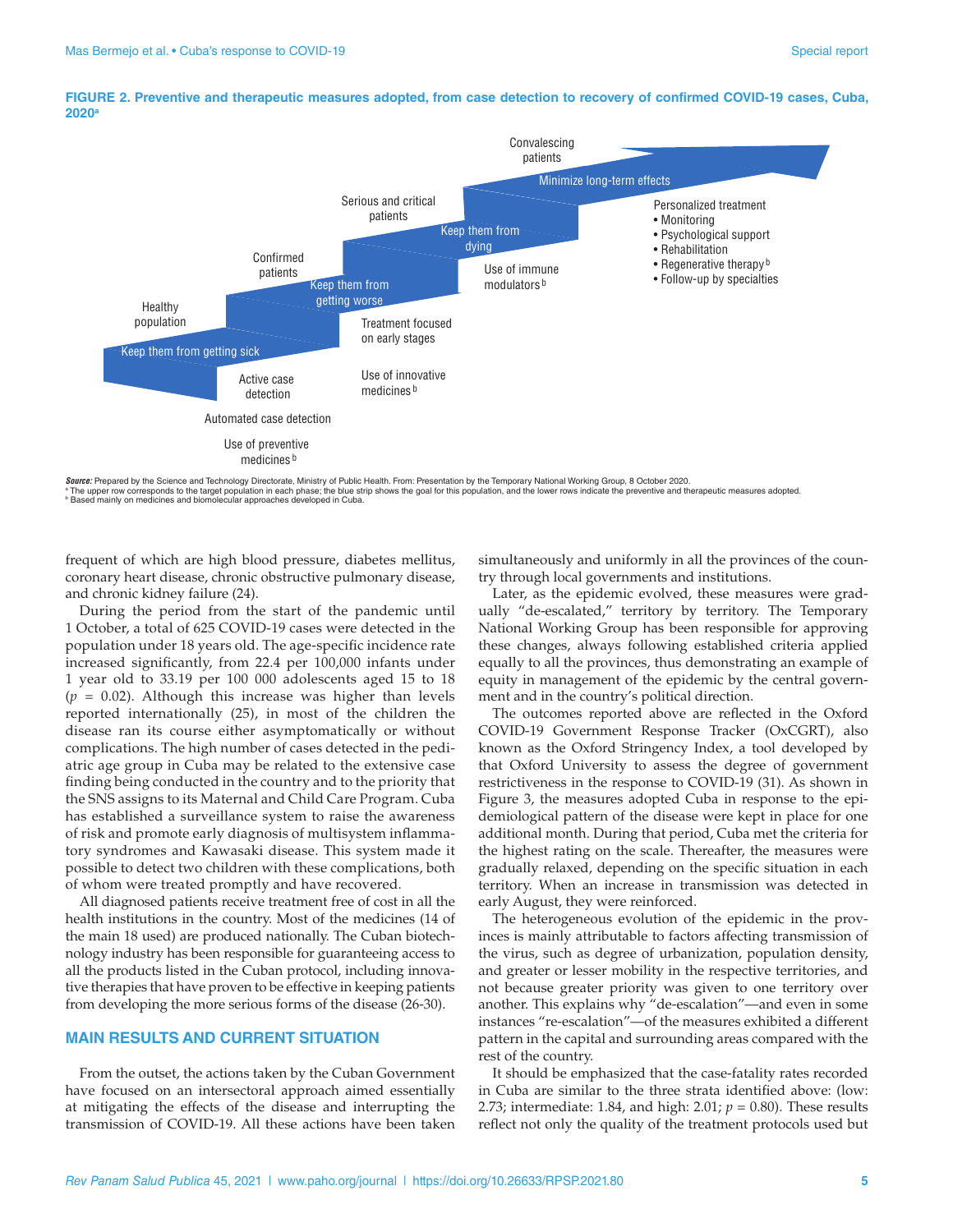**FIGURE 2. Preventive and therapeutic measures adopted, from case detection to recovery of confirmed COVID-19 cases, Cuba, 2020[a]**

| Healthy population | Confirmed patients | Serious and critical patients | Convalescing patients |
|---|---|---|---|
| Keep them from getting sick | Keep them from getting worse | Keep them from dying | Minimize long-term effects |
| Active case detection<br>Automated case detection<br>Use of preventive medicines[b] | Treatment focused on early stages<br>Use of innovative medicines[b] | Use of immune modulators[b] | Personalized treatment<br>• Monitoring<br>• Psychological support<br>• Rehabilitation<br>• Regenerative therapy[b]<br>• Follow-up by specialties |

***Source:*** Prepared by the Science and Technology Directorate, Ministry of Public Health. From: Presentation by the Temporary National Working Group, 8 October 2020.
[a] The upper row corresponds to the target population in each phase; the blue strip shows the goal for this population, and the lower rows indicate the preventive and therapeutic measures adopted.
[b] Based mainly on medicines and biomolecular approaches developed in Cuba.

frequent of which are high blood pressure, diabetes mellitus, coronary heart disease, chronic obstructive pulmonary disease, and chronic kidney failure (24).

During the period from the start of the pandemic until 1 October, a total of 625 COVID-19 cases were detected in the population under 18 years old. The age-specific incidence rate increased significantly, from 22.4 per 100,000 infants under 1 year old to 33.19 per 100 000 adolescents aged 15 to 18 ($p$ = 0.02). Although this increase was higher than levels reported internationally (25), in most of the children the disease ran its course either asymptomatically or without complications. The high number of cases detected in the pediatric age group in Cuba may be related to the extensive case finding being conducted in the country and to the priority that the SNS assigns to its Maternal and Child Care Program. Cuba has established a surveillance system to raise the awareness of risk and promote early diagnosis of multisystem inflammatory syndromes and Kawasaki disease. This system made it possible to detect two children with these complications, both of whom were treated promptly and have recovered.

All diagnosed patients receive treatment free of cost in all the health institutions in the country. Most of the medicines (14 of the main 18 used) are produced nationally. The Cuban biotechnology industry has been responsible for guaranteeing access to all the products listed in the Cuban protocol, including innovative therapies that have proven to be effective in keeping patients from developing the more serious forms of the disease (26-30).

## MAIN RESULTS AND CURRENT SITUATION

From the outset, the actions taken by the Cuban Government have focused on an intersectoral approach aimed essentially at mitigating the effects of the disease and interrupting the transmission of COVID-19. All these actions have been taken simultaneously and uniformly in all the provinces of the country through local governments and institutions.

Later, as the epidemic evolved, these measures were gradually "de-escalated," territory by territory. The Temporary National Working Group has been responsible for approving these changes, always following established criteria applied equally to all the provinces, thus demonstrating an example of equity in management of the epidemic by the central government and in the country's political direction.

The outcomes reported above are reflected in the Oxford COVID-19 Government Response Tracker (OxCGRT), also known as the Oxford Stringency Index, a tool developed by that Oxford University to assess the degree of government restrictiveness in the response to COVID-19 (31). As shown in Figure 3, the measures adopted Cuba in response to the epidemiological pattern of the disease were kept in place for one additional month. During that period, Cuba met the criteria for the highest rating on the scale. Thereafter, the measures were gradually relaxed, depending on the specific situation in each territory. When an increase in transmission was detected in early August, they were reinforced.

The heterogeneous evolution of the epidemic in the provinces is mainly attributable to factors affecting transmission of the virus, such as degree of urbanization, population density, and greater or lesser mobility in the respective territories, and not because greater priority was given to one territory over another. This explains why "de-escalation"—and even in some instances "re-escalation"—of the measures exhibited a different pattern in the capital and surrounding areas compared with the rest of the country.

It should be emphasized that the case-fatality rates recorded in Cuba are similar to the three strata identified above: (low: 2.73; intermediate: 1.84, and high: 2.01; $p$ = 0.80). These results reflect not only the quality of the treatment protocols used but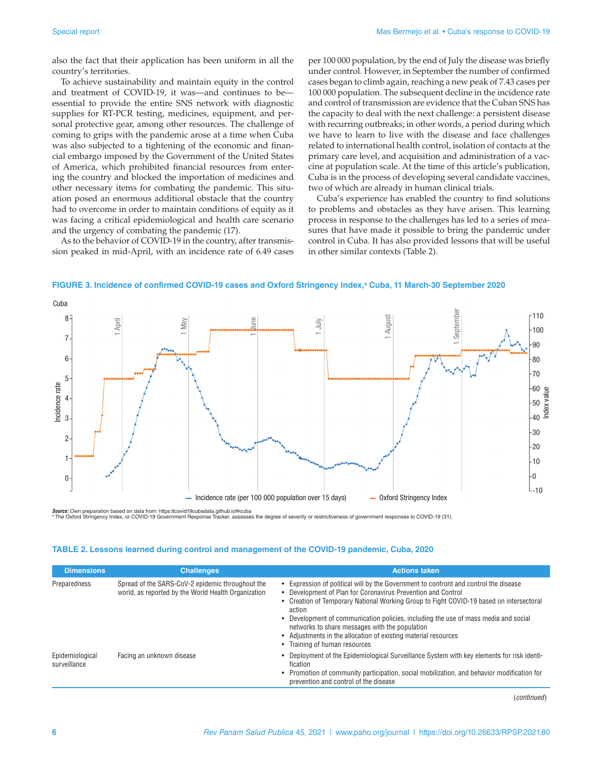also the fact that their application has been uniform in all the country's territories.

To achieve sustainability and maintain equity in the control and treatment of COVID-19, it was—and continues to be—essential to provide the entire SNS network with diagnostic supplies for RT-PCR testing, medicines, equipment, and personal protective gear, among other resources. The challenge of coming to grips with the pandemic arose at a time when Cuba was also subjected to a tightening of the economic and financial embargo imposed by the Government of the United States of America, which prohibited financial resources from entering the country and blocked the importation of medicines and other necessary items for combating the pandemic. This situation posed an enormous additional obstacle that the country had to overcome in order to maintain conditions of equity as it was facing a critical epidemiological and health care scenario and the urgency of combating the pandemic (17).

As to the behavior of COVID-19 in the country, after transmission peaked in mid-April, with an incidence rate of 6.49 cases per 100 000 population, by the end of July the disease was briefly under control. However, in September the number of confirmed cases began to climb again, reaching a new peak of 7.43 cases per 100 000 population. The subsequent decline in the incidence rate and control of transmission are evidence that the Cuban SNS has the capacity to deal with the next challenge: a persistent disease with recurring outbreaks; in other words, a period during which we have to learn to live with the disease and face challenges related to international health control, isolation of contacts at the primary care level, and acquisition and administration of a vaccine at population scale. At the time of this article's publication, Cuba is in the process of developing several candidate vaccines, two of which are already in human clinical trials.

Cuba's experience has enabled the country to find solutions to problems and obstacles as they have arisen. This learning process in response to the challenges has led to a series of measures that have made it possible to bring the pandemic under control in Cuba. It has also provided lessons that will be useful in other similar contexts (Table 2).

**FIGURE 3. Incidence of confirmed COVID-19 cases and Oxford Stringency Index,[a] Cuba, 11 March-30 September 2020**

*Source:* Own preparation based on data from: https:lcovid19cubadata.github.iof#cuba

[a] The Oxford Stringency Index, or COVID-19 Government Response Tracker, assesses the degree of severity or restrictiveness of government responses to COVID-19 (31).

**TABLE 2. Lessons learned during control and management of the COVID-19 pandemic, Cuba, 2020**

| Dimensions | Challenges | Actions taken |
|---|---|---|
| Preparedness | Spread of the SARS-CoV-2 epidemic throughout the world, as reported by the World Health Organization | • Expression of political will by the Government to confront and control the disease<br>• Development of Plan for Coronavirus Prevention and Control<br>• Creation of Temporary National Working Group to Fight COVID-19 based on intersectoral action<br>• Development of communication policies, including the use of mass media and social networks to share messages with the population<br>• Adjustments in the allocation of existing material resources<br>• Training of human resources |
| Epidemiological surveillance | Facing an unknown disease | • Deployment of the Epidemiological Surveillance System with key elements for risk identification<br>• Promotion of community participation, social mobilization, and behavior modification for prevention and control of the disease |

(*continued*)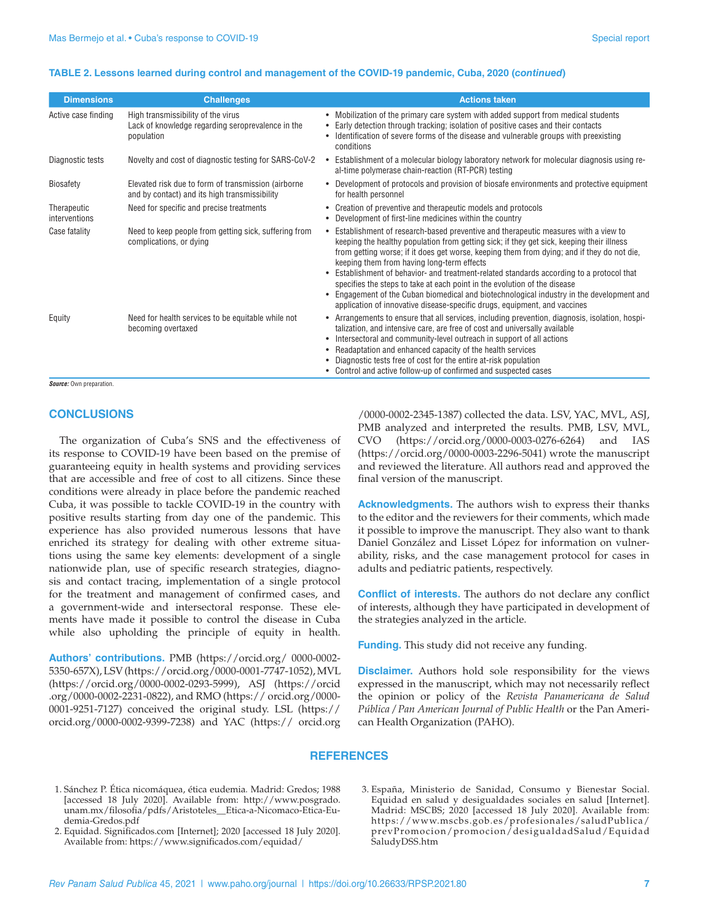**TABLE 2. Lessons learned during control and management of the COVID-19 pandemic, Cuba, 2020 (*continued*)**

| Dimensions | Challenges | Actions taken |
|---|---|---|
| Active case finding | High transmissibility of the virus<br>Lack of knowledge regarding seroprevalence in the population | • Mobilization of the primary care system with added support from medical students<br>• Early detection through tracking; isolation of positive cases and their contacts<br>• Identification of severe forms of the disease and vulnerable groups with preexisting conditions |
| Diagnostic tests | Novelty and cost of diagnostic testing for SARS-CoV-2 | • Establishment of a molecular biology laboratory network for molecular diagnosis using real-time polymerase chain-reaction (RT-PCR) testing |
| Biosafety | Elevated risk due to form of transmission (airborne and by contact) and its high transmissibility | • Development of protocols and provision of biosafe environments and protective equipment for health personnel |
| Therapeutic interventions | Need for specific and precise treatments | • Creation of preventive and therapeutic models and protocols<br>• Development of first-line medicines within the country |
| Case fatality | Need to keep people from getting sick, suffering from complications, or dying | • Establishment of research-based preventive and therapeutic measures with a view to keeping the healthy population from getting sick; if they get sick, keeping their illness from getting worse; if it does get worse, keeping them from dying; and if they do not die, keeping them from having long-term effects<br>• Establishment of behavior- and treatment-related standards according to a protocol that specifies the steps to take at each point in the evolution of the disease<br>• Engagement of the Cuban biomedical and biotechnological industry in the development and application of innovative disease-specific drugs, equipment, and vaccines |
| Equity | Need for health services to be equitable while not becoming overtaxed | • Arrangements to ensure that all services, including prevention, diagnosis, isolation, hospitalization, and intensive care, are free of cost and universally available<br>• Intersectoral and community-level outreach in support of all actions<br>• Readaptation and enhanced capacity of the health services<br>• Diagnostic tests free of cost for the entire at-risk population<br>• Control and active follow-up of confirmed and suspected cases |

***Source:*** Own preparation.

## CONCLUSIONS

The organization of Cuba's SNS and the effectiveness of its response to COVID-19 have been based on the premise of guaranteeing equity in health systems and providing services that are accessible and free of cost to all citizens. Since these conditions were already in place before the pandemic reached Cuba, it was possible to tackle COVID-19 in the country with positive results starting from day one of the pandemic. This experience has also provided numerous lessons that have enriched its strategy for dealing with other extreme situations using the same key elements: development of a single nationwide plan, use of specific research strategies, diagnosis and contact tracing, implementation of a single protocol for the treatment and management of confirmed cases, and a government-wide and intersectoral response. These elements have made it possible to control the disease in Cuba while also upholding the principle of equity in health.

**Authors' contributions.** PMB (https://orcid.org/ 0000-0002-5350-657X), LSV (https://orcid.org/0000-0001-7747-1052), MVL (https://orcid.org/0000-0002-0293-5999), ASJ (https://orcid.org/0000-0002-2231-0822), and RMO (https:// orcid.org/0000-0001-9251-7127) conceived the original study. LSL (https:// orcid.org/0000-0002-9399-7238) and YAC (https:// orcid.org/0000-0002-2345-1387) collected the data. LSV, YAC, MVL, ASJ, PMB analyzed and interpreted the results. PMB, LSV, MVL, CVO (https://orcid.org/0000-0003-0276-6264) and IAS (https://orcid.org/0000-0003-2296-5041) wrote the manuscript and reviewed the literature. All authors read and approved the final version of the manuscript.

**Acknowledgments.** The authors wish to express their thanks to the editor and the reviewers for their comments, which made it possible to improve the manuscript. They also want to thank Daniel González and Lisset López for information on vulnerability, risks, and the case management protocol for cases in adults and pediatric patients, respectively.

**Conflict of interests.** The authors do not declare any conflict of interests, although they have participated in development of the strategies analyzed in the article.

**Funding.** This study did not receive any funding.

**Disclaimer.** Authors hold sole responsibility for the views expressed in the manuscript, which may not necessarily reflect the opinion or policy of the *Revista Panamericana de Salud Pública / Pan American Journal of Public Health* or the Pan American Health Organization (PAHO).

## REFERENCES

1. Sánchez P. Ética nicomáquea, ética eudemia. Madrid: Gredos; 1988 [accessed 18 July 2020]. Available from: http://www.posgrado.unam.mx/filosofia/pdfs/Aristoteles__Etica-a-Nicomaco-Etica-Eudemia-Gredos.pdf
2. Equidad. Significados.com [Internet]; 2020 [accessed 18 July 2020]. Available from: https://www.significados.com/equidad/
3. España, Ministerio de Sanidad, Consumo y Bienestar Social. Equidad en salud y desigualdades sociales en salud [Internet]. Madrid: MSCBS; 2020 [accessed 18 July 2020]. Available from: https://www.mscbs.gob.es/profesionales/saludPublica/prevPromocion/promocion/desigualdadSalud/EquidadSaludyDSS.htm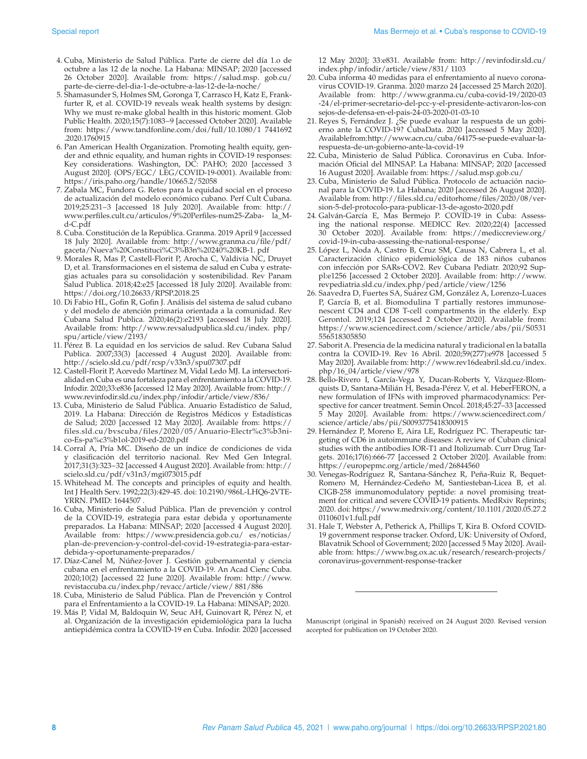4. Cuba, Ministerio de Salud Pública. Parte de cierre del día 1.o de octubre a las 12 de la noche. La Habana: MINSAP; 2020 [accessed 26 October 2020]. Available from: https://salud.msp. gob.cu/ parte-de-cierre-del-dia-1-de-octubre-a-las-12-de-la-noche/
5. Shamasunder S, Holmes SM, Goronga T, Carrasco H, Katz E, Frankfurter R, et al. COVID-19 reveals weak health systems by design: Why we must re-make global health in this historic moment. Glob Public Health. 2020;15(7):1083–9 [accessed October 2020]. Available from: https://www.tandfonline.com/doi/full/10.1080/1 7441692 .2020.1760915
6. Pan American Health Organization. Promoting health equity, gender and ethnic equality, and human rights in COVID-19 responses: Key considerations. Washington, DC: PAHO; 2020 [accessed 3 August 2020]. (OPS/EGC/ LEG/COVID-19-0001). Available from: https://iris.paho.org/handle/10665.2/52058
7. Zabala MC, Fundora G. Retos para la equidad social en el proceso de actualización del modelo económico cubano. Perf Cult Cubana. 2019;25:231–3 [accessed 18 July 2020]. Available from: http:// www.perfiles.cult.cu/articulos/9%20Perfiles-num25-Zaba- la_M-d-C.pdf
8. Cuba. Constitución de la República. Granma. 2019 April 9 [accessed 18 July 2020]. Available from: http://www.granma.cu/file/pdf/ gaceta/Nueva%20Constituci%C3%B3n%20240%20KB-1. pdf
9. Morales R, Mas P, Castell-Florit P, Arocha C, Valdivia NC, Druyet D, et al. Transformaciones en el sistema de salud en Cuba y estrategias actuales para su consolidación y sostenibilidad. Rev Panam Salud Publica. 2018;42:e25 [accessed 18 July 2020]. Available from: https://doi.org/10.26633/RPSP.2018.25
10. Di Fabio HL, Gofin R, Gofin J. Análisis del sistema de salud cubano y del modelo de atención primaria orientada a la comunidad. Rev Cubana Salud Publica. 2020;46(2):e2193 [accessed 18 July 2020]. Available from: http://www.revsaludpublica.sld.cu/index. php/ spu/article/view/2193/
11. Pérez B. La equidad en los servicios de salud. Rev Cubana Salud Publica. 2007;33(3) [accessed 4 August 2020]. Available from: http://scielo.sld.cu/pdf/rcsp/v33n3/spu07307.pdf
12. Castell-Florit P, Acevedo Martínez M, Vidal Ledo MJ. La intersectorialidad en Cuba es una fortaleza para el enfrentamiento a la COVID-19. Infodir. 2020;33:e836 [accessed 12 May 2020]. Available from: http:// www.revinfodir.sld.cu/index.php/infodir/article/view/836/
13. Cuba, Ministerio de Salud Pública. Anuario Estadístico de Salud, 2019. La Habana: Dirección de Registros Médicos y Estadísticas de Salud; 2020 [accessed 12 May 2020]. Available from: https:// files.sld.cu/bvscuba/files/2020/05/Anuario-Electr%c3%b3nico-Es-pa%c3%b1ol-2019-ed-2020.pdf
14. Corral A, Pría MC. Diseño de un índice de condiciones de vida y clasificación del territorio nacional. Rev Med Gen Integral. 2017;31(3):323–32 [accessed 4 August 2020]. Available from: http:// scielo.sld.cu/pdf/v31n3/mgi073015.pdf
15. Whitehead M. The concepts and principles of equity and health. Int J Health Serv. 1992;22(3):429-45. doi: 10.2190/986L-LHQ6-2VTE-YRRN. PMID: 1644507 .
16. Cuba, Ministerio de Salud Pública. Plan de prevención y control de la COVID-19, estrategia para estar debida y oportunamente preparados. La Habana: MINSAP; 2020 [accessed 4 August 2020]. Available from: https://www.presidencia.gob.cu/ es/noticias/ plan-de-prevencion-y-control-del-covid-19-estrategia-para-estar-debida-y-oportunamente-preparados/
17. Díaz-Canel M, Núñez-Jover J. Gestión gubernamental y ciencia cubana en el enfrentamiento a la COVID-19. An Acad Cienc Cuba. 2020;10(2) [accessed 22 June 2020]. Available from: http://www. revistaccuba.cu/index.php/revacc/article/view/ 881/886
18. Cuba, Ministerio de Salud Pública. Plan de Prevención y Control para el Enfrentamiento a la COVID-19. La Habana: MINSAP; 2020.
19. Más P, Vidal M, Baldoquin W, Seuc AH, Guinovart R, Pérez N, et al. Organización de la investigación epidemiológica para la lucha antiepidémica contra la COVID-19 en Cuba. Infodir. 2020 [accessed 12 May 2020]; 33:e831. Available from: http://revinfodir.sld.cu/ index.php/infodir/article/view/831/ 1103
20. Cuba informa 40 medidas para el enfrentamiento al nuevo coronavirus COVID-19. Granma. 2020 marzo 24 [accessed 25 March 2020]. Available from: http://www.granma.cu/cuba-covid-19/2020-03 -24/el-primer-secretario-del-pcc-y-el-presidente-activaron-los-con sejos-de-defensa-en-el-pais-24-03-2020-01-03-10
21. Reyes S, Fernández J. ¿Se puede evaluar la respuesta de un gobierno ante la COVID-19? CubaData. 2020 [accessed 5 May 2020]. Availablefrom:http://www.acn.cu/cuba/64175-se-puede-evaluar-la-respuesta-de-un-gobierno-ante-la-covid-19
22. Cuba, Ministerio de Salud Pública. Coronavirus en Cuba. Información Oficial del MINSAP. La Habana: MINSAP; 2020 [accessed 16 August 2020]. Available from: https://salud.msp.gob.cu/
23. Cuba, Ministerio de Salud Pública. Protocolo de actuación nacional para la COVID-19. La Habana; 2020 [accessed 26 August 2020]. Available from: http://files.sld.cu/editorhome/files/2020/08/version-5-del-protocolo-para-publicar-13-de-agosto-2020.pdf
24. Galván-García E, Mas Bermejo P. COVID-19 in Cuba: Assessing the national response. MEDICC Rev. 2020;22(4) [accessed 30 October 2020]. Available from: https://mediccreview.org/ covid-19-in-cuba-assessing-the-national-response/
25. López L, Noda A, Castro B, Cruz SM, Causa N, Cabrera L, et al. Caracterización clínico epidemiológica de 183 niños cubanos con infección por SARs-COV2. Rev Cubana Pediatr. 2020;92 Suppl:e1256 [accessed 2 October 2020]. Available from: http://www. revpediatria.sld.cu/index.php/ped/article/view/1256
26. Saavedra D, Fuertes SA, Suárez GM, González A, Lorenzo-Luaces P, García B, et al. Biomodulina T partially restores immunosenescent CD4 and CD8 T-cell compartments in the elderly. Exp Gerontol. 2019;124 [accessed 2 October 2020]. Available from: https://www.sciencedirect.com/science/article/abs/pii/S0531 556518305850
27. Saborit A. Presencia de la medicina natural y tradicional en la batalla contra la COVID-19. Rev 16 Abril. 2020;59(277):e978 [accessed 5 May 2020]. Available from: http://www.rev16deabril.sld.cu/index. php/16_04/article/view/978
28. Bello-Rivero I, García-Vega Y, Ducan-Roberts Y, Vázquez-Blomquists D, Santana-Milián H, Besada-Pérez V, et al. HeberFERON, a new formulation of IFNs with improved pharmacodynamics: Perspective for cancer treatment. Semin Oncol. 2018;45:27–33 [accessed 5 May 2020]. Available from: https://www.sciencedirect.com/ science/article/abs/pii/S0093775418300915
29. Hernández P, Moreno E, Aira LE, Rodríguez PC. Therapeutic targeting of CD6 in autoimmune diseases: A review of Cuban clinical studies with the antibodies IOR-T1 and Itolizumab. Curr Drug Targets. 2016;17(6):666-77 [accessed 2 October 2020]. Available from: https://europepmc.org/article/med/26844560
30. Venegas-Rodríguez R, Santana-Sánchez R, Peña-Ruiz R, Bequet-Romero M, Hernández-Cedeño M, Santiesteban-Licea B, et al. CIGB-258 immunomodulatory peptide: a novel promising treatment for critical and severe COVID-19 patients. MedRxiv Reprints; 2020. doi: https://www.medrxiv.org/content/10.1101/2020.05.27.2 0110601v1.full.pdf
31. Hale T, Webster A, Petherick A, Phillips T, Kira B. Oxford COVID-19 government response tracker. Oxford, UK: University of Oxford, Blavatnik School of Government; 2020 [accessed 5 May 2020]. Available from: https://www.bsg.ox.ac.uk/research/research-projects/ coronavirus-government-response-tracker

---

Manuscript (original in Spanish) received on 24 August 2020. Revised version accepted for publication on 19 October 2020.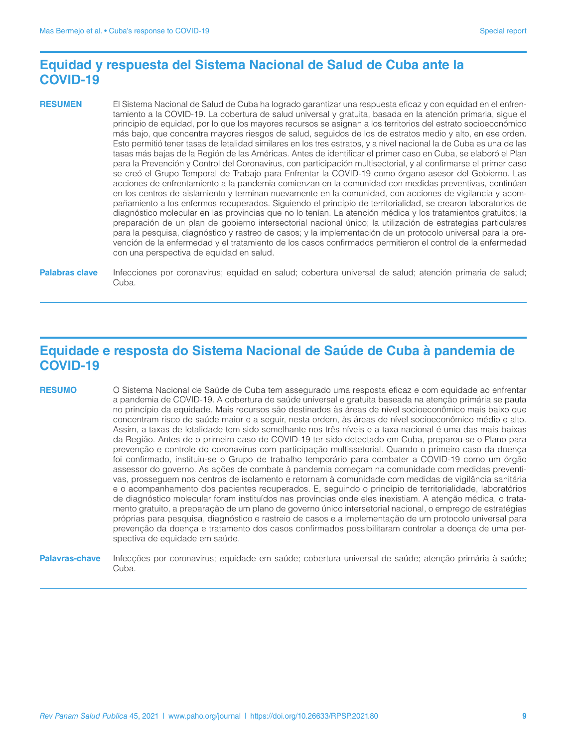# Equidad y respuesta del Sistema Nacional de Salud de Cuba ante la COVID-19

**RESUMEN**

El Sistema Nacional de Salud de Cuba ha logrado garantizar una respuesta eficaz y con equidad en el enfrentamiento a la COVID-19. La cobertura de salud universal y gratuita, basada en la atención primaria, sigue el principio de equidad, por lo que los mayores recursos se asignan a los territorios del estrato socioeconómico más bajo, que concentra mayores riesgos de salud, seguidos de los de estratos medio y alto, en ese orden. Esto permitió tener tasas de letalidad similares en los tres estratos, y a nivel nacional la de Cuba es una de las tasas más bajas de la Región de las Américas. Antes de identificar el primer caso en Cuba, se elaboró el Plan para la Prevención y Control del Coronavirus, con participación multisectorial, y al confirmarse el primer caso se creó el Grupo Temporal de Trabajo para Enfrentar la COVID-19 como órgano asesor del Gobierno. Las acciones de enfrentamiento a la pandemia comienzan en la comunidad con medidas preventivas, continúan en los centros de aislamiento y terminan nuevamente en la comunidad, con acciones de vigilancia y acompañamiento a los enfermos recuperados. Siguiendo el principio de territorialidad, se crearon laboratorios de diagnóstico molecular en las provincias que no lo tenían. La atención médica y los tratamientos gratuitos; la preparación de un plan de gobierno intersectorial nacional único; la utilización de estrategias particulares para la pesquisa, diagnóstico y rastreo de casos; y la implementación de un protocolo universal para la prevención de la enfermedad y el tratamiento de los casos confirmados permitieron el control de la enfermedad con una perspectiva de equidad en salud.

**Palabras clave** Infecciones por coronavirus; equidad en salud; cobertura universal de salud; atención primaria de salud; Cuba.

---

# Equidade e resposta do Sistema Nacional de Saúde de Cuba à pandemia de COVID-19

**RESUMO**

O Sistema Nacional de Saúde de Cuba tem assegurado uma resposta eficaz e com equidade ao enfrentar a pandemia de COVID-19. A cobertura de saúde universal e gratuita baseada na atenção primária se pauta no princípio da equidade. Mais recursos são destinados às áreas de nível socioeconômico mais baixo que concentram risco de saúde maior e a seguir, nesta ordem, às áreas de nível socioeconômico médio e alto. Assim, a taxas de letalidade tem sido semelhante nos três níveis e a taxa nacional é uma das mais baixas da Região. Antes de o primeiro caso de COVID-19 ter sido detectado em Cuba, preparou-se o Plano para prevenção e controle do coronavírus com participação multissetorial. Quando o primeiro caso da doença foi confirmado, instituiu-se o Grupo de trabalho temporário para combater a COVID-19 como um órgão assessor do governo. As ações de combate à pandemia começam na comunidade com medidas preventivas, prosseguem nos centros de isolamento e retornam à comunidade com medidas de vigilância sanitária e o acompanhamento dos pacientes recuperados. E, seguindo o princípio de territorialidade, laboratórios de diagnóstico molecular foram instituídos nas províncias onde eles inexistiam. A atenção médica, o tratamento gratuito, a preparação de um plano de governo único intersetorial nacional, o emprego de estratégias próprias para pesquisa, diagnóstico e rastreio de casos e a implementação de um protocolo universal para prevenção da doença e tratamento dos casos confirmados possibilitaram controlar a doença de uma perspectiva de equidade em saúde.

**Palavras-chave** Infecções por coronavirus; equidade em saúde; cobertura universal de saúde; atenção primária à saúde; Cuba.